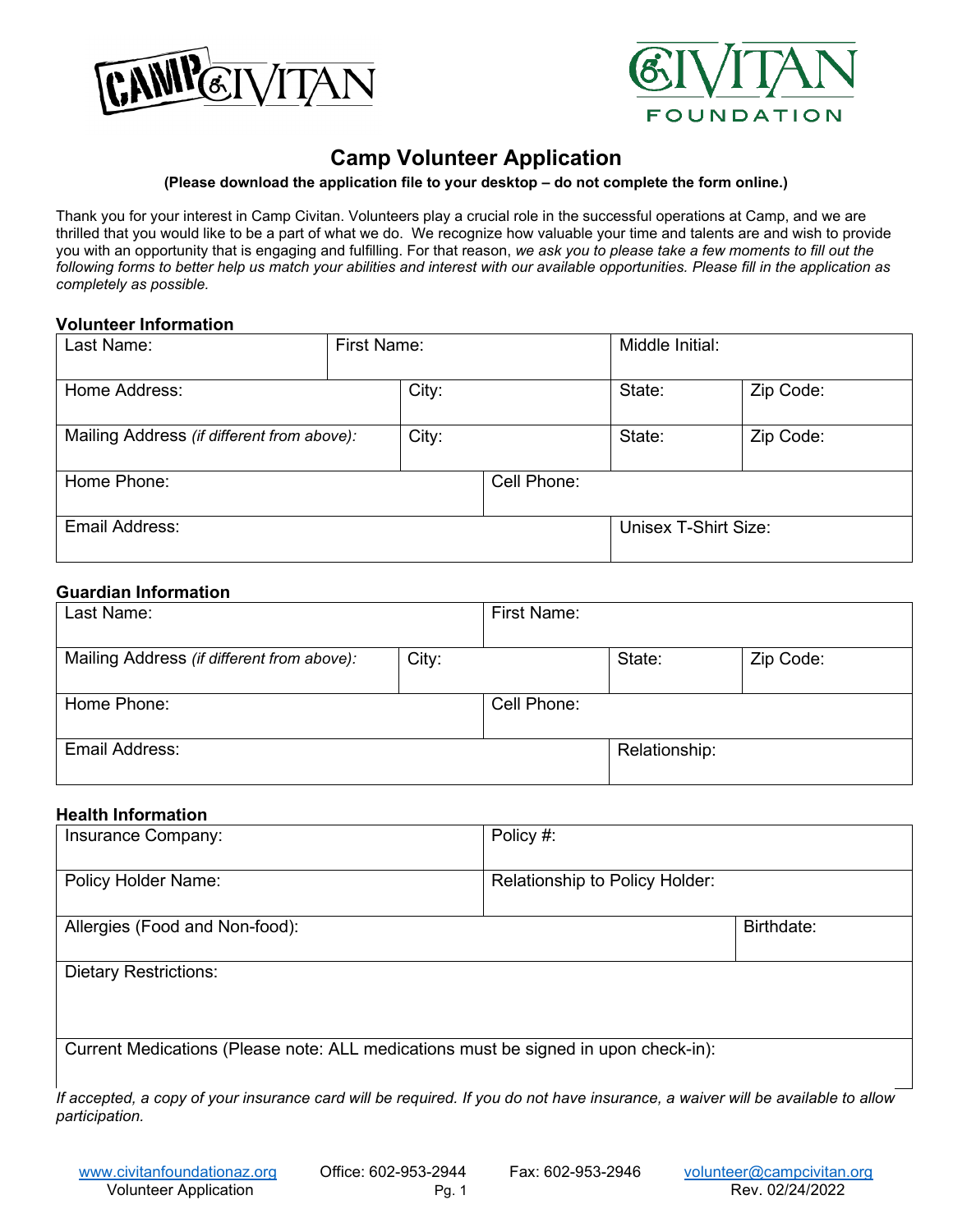# Camp Volunteer Application

**(Please download the application file to your desktop – do not complete the form online.)**

Thank you for your interest in Camp Civitan. Volunteers play a crucial role in the successful operations at Camp, and we are thrilled that you would like to be a part of what we do. We recognize how valuable your time and talents are and wish to provide you with an opportunity that is engaging and fulfilling. For that reason, *we ask you to please take a few moments to fill out the following forms to better help us match your abilities and interest with our available opportunities. Please fill in the application as completely as possible.*

## Volunteer Information

| Last Name: | First Name: | Middle Initial: | |
|---|---|---|---|
| Home Address: | City: | State: | Zip Code: |
| Mailing Address *(if different from above):* | City: | State: | Zip Code: |
| Home Phone: | Cell Phone: | | |
| Email Address: | | Unisex T-Shirt Size: | |

## Guardian Information

| Last Name: | First Name: | | |
|---|---|---|---|
| Mailing Address *(if different from above):* | City: | State: | Zip Code: |
| Home Phone: | Cell Phone: | | |
| Email Address: | | Relationship: | |

## Health Information

| Insurance Company: | Policy #: |
|---|---|
| Policy Holder Name: | Relationship to Policy Holder: |
| Allergies (Food and Non-food): | Birthdate: |
| Dietary Restrictions: | |
| Current Medications (Please note: ALL medications must be signed in upon check-in): | |

*If accepted, a copy of your insurance card will be required. If you do not have insurance, a waiver will be available to allow participation.*

www.civitanfoundationaz.org | Office: 602-953-2944 | Fax: 602-953-2946 | volunteer@campcivitan.org

Volunteer Application | Rev. 02/24/2022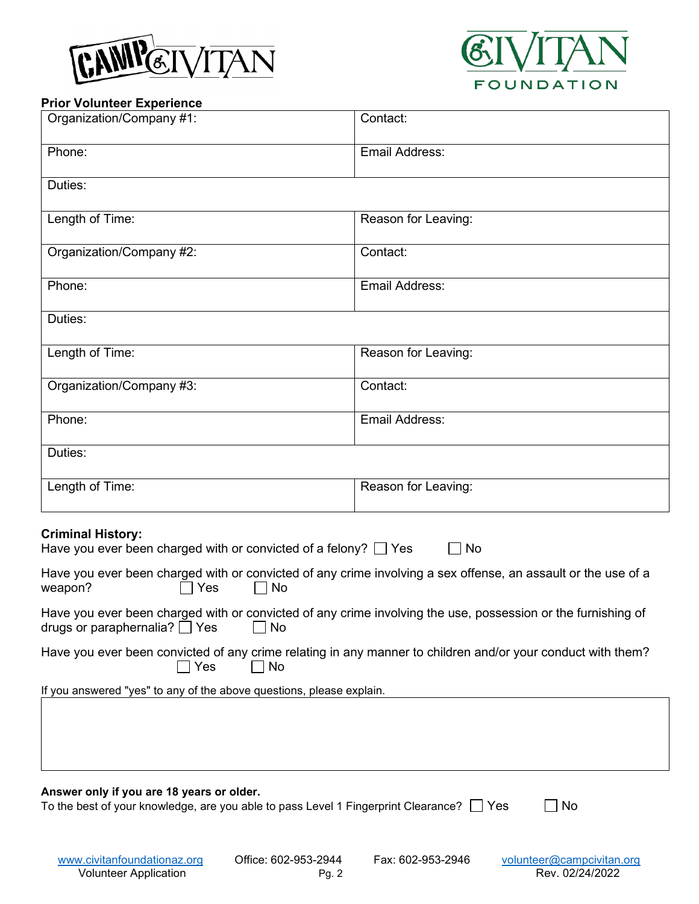**Prior Volunteer Experience**

| Organization/Company #1: | Contact: |
|---|---|
| Phone: | Email Address: |
| Duties: | |
| Length of Time: | Reason for Leaving: |
| Organization/Company #2: | Contact: |
| Phone: | Email Address: |
| Duties: | |
| Length of Time: | Reason for Leaving: |
| Organization/Company #3: | Contact: |
| Phone: | Email Address: |
| Duties: | |
| Length of Time: | Reason for Leaving: |

**Criminal History:**

Have you ever been charged with or convicted of a felony? ☐ Yes ☐ No

Have you ever been charged with or convicted of any crime involving a sex offense, an assault or the use of a weapon? ☐ Yes ☐ No

Have you ever been charged with or convicted of any crime involving the use, possession or the furnishing of drugs or paraphernalia? ☐ Yes ☐ No

Have you ever been convicted of any crime relating in any manner to children and/or your conduct with them? ☐ Yes ☐ No

If you answered "yes" to any of the above questions, please explain.

| |
|---|
| |

**Answer only if you are 18 years or older.**

To the best of your knowledge, are you able to pass Level 1 Fingerprint Clearance? ☐ Yes ☐ No

www.civitanfoundationaz.org Volunteer Application | Office: 602-953-2944 | Fax: 602-953-2946 | volunteer@campcivitan.org Rev. 02/24/2022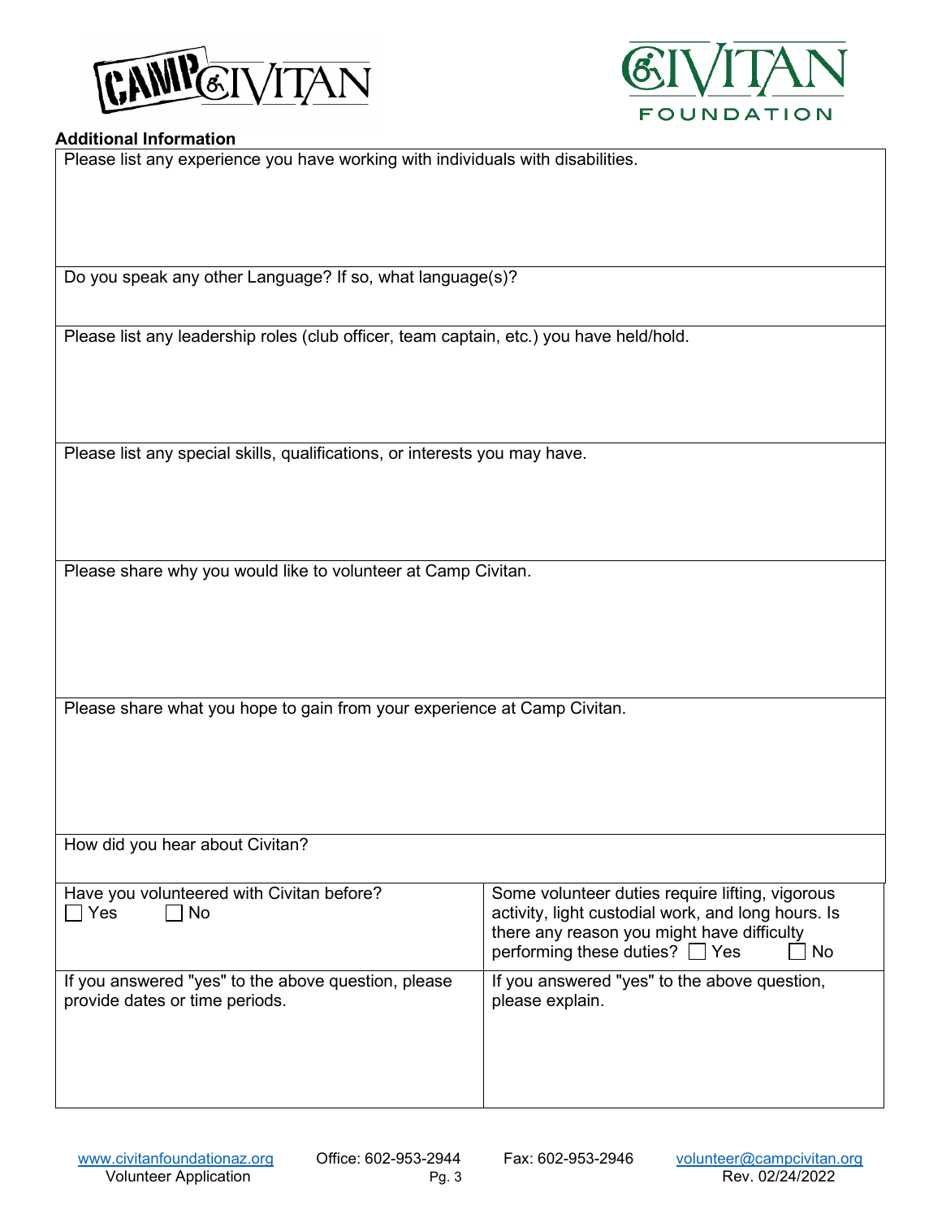## Additional Information

Please list any experience you have working with individuals with disabilities.

Do you speak any other Language? If so, what language(s)?

Please list any leadership roles (club officer, team captain, etc.) you have held/hold.

Please list any special skills, qualifications, or interests you may have.

Please share why you would like to volunteer at Camp Civitan.

Please share what you hope to gain from your experience at Camp Civitan.

How did you hear about Civitan?

| | |
|---|---|
| Have you volunteered with Civitan before?<br>☐ Yes ☐ No | Some volunteer duties require lifting, vigorous activity, light custodial work, and long hours. Is there any reason you might have difficulty performing these duties? ☐ Yes ☐ No |
| If you answered "yes" to the above question, please provide dates or time periods. | If you answered "yes" to the above question, please explain. |

www.civitanfoundationaz.org Office: 602-953-2944 Fax: 602-953-2946 volunteer@campcivitan.org

Volunteer Application Rev. 02/24/2022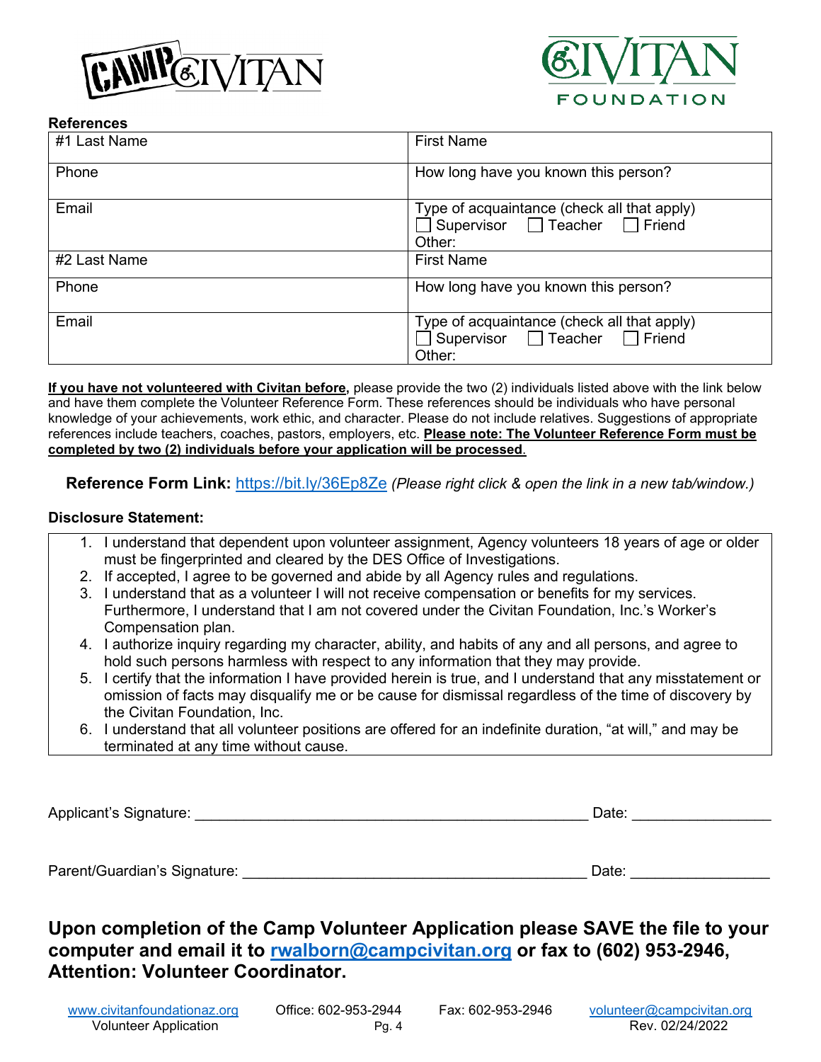**References**

| #1 Last Name | First Name |
|---|---|
| Phone | How long have you known this person? |
| Email | Type of acquaintance (check all that apply)<br>☐ Supervisor ☐ Teacher ☐ Friend<br>Other: |
| #2 Last Name | First Name |
| Phone | How long have you known this person? |
| Email | Type of acquaintance (check all that apply)<br>☐ Supervisor ☐ Teacher ☐ Friend<br>Other: |

**If you have not volunteered with Civitan before,** please provide the two (2) individuals listed above with the link below and have them complete the Volunteer Reference Form. These references should be individuals who have personal knowledge of your achievements, work ethic, and character. Please do not include relatives. Suggestions of appropriate references include teachers, coaches, pastors, employers, etc. **Please note: The Volunteer Reference Form must be completed by two (2) individuals before your application will be processed**.

**Reference Form Link:** https://bit.ly/36Ep8Ze *(Please right click & open the link in a new tab/window.)*

**Disclosure Statement:**

1. I understand that dependent upon volunteer assignment, Agency volunteers 18 years of age or older must be fingerprinted and cleared by the DES Office of Investigations.
2. If accepted, I agree to be governed and abide by all Agency rules and regulations.
3. I understand that as a volunteer I will not receive compensation or benefits for my services. Furthermore, I understand that I am not covered under the Civitan Foundation, Inc.'s Worker's Compensation plan.
4. I authorize inquiry regarding my character, ability, and habits of any and all persons, and agree to hold such persons harmless with respect to any information that they may provide.
5. I certify that the information I have provided herein is true, and I understand that any misstatement or omission of facts may disqualify me or be cause for dismissal regardless of the time of discovery by the Civitan Foundation, Inc.
6. I understand that all volunteer positions are offered for an indefinite duration, "at will," and may be terminated at any time without cause.

Applicant's Signature: ______________________________________________ Date: _______________

Parent/Guardian's Signature: _________________________________________ Date: _______________

## Upon completion of the Camp Volunteer Application please SAVE the file to your computer and email it to rwalborn@campcivitan.org or fax to (602) 953-2946, Attention: Volunteer Coordinator.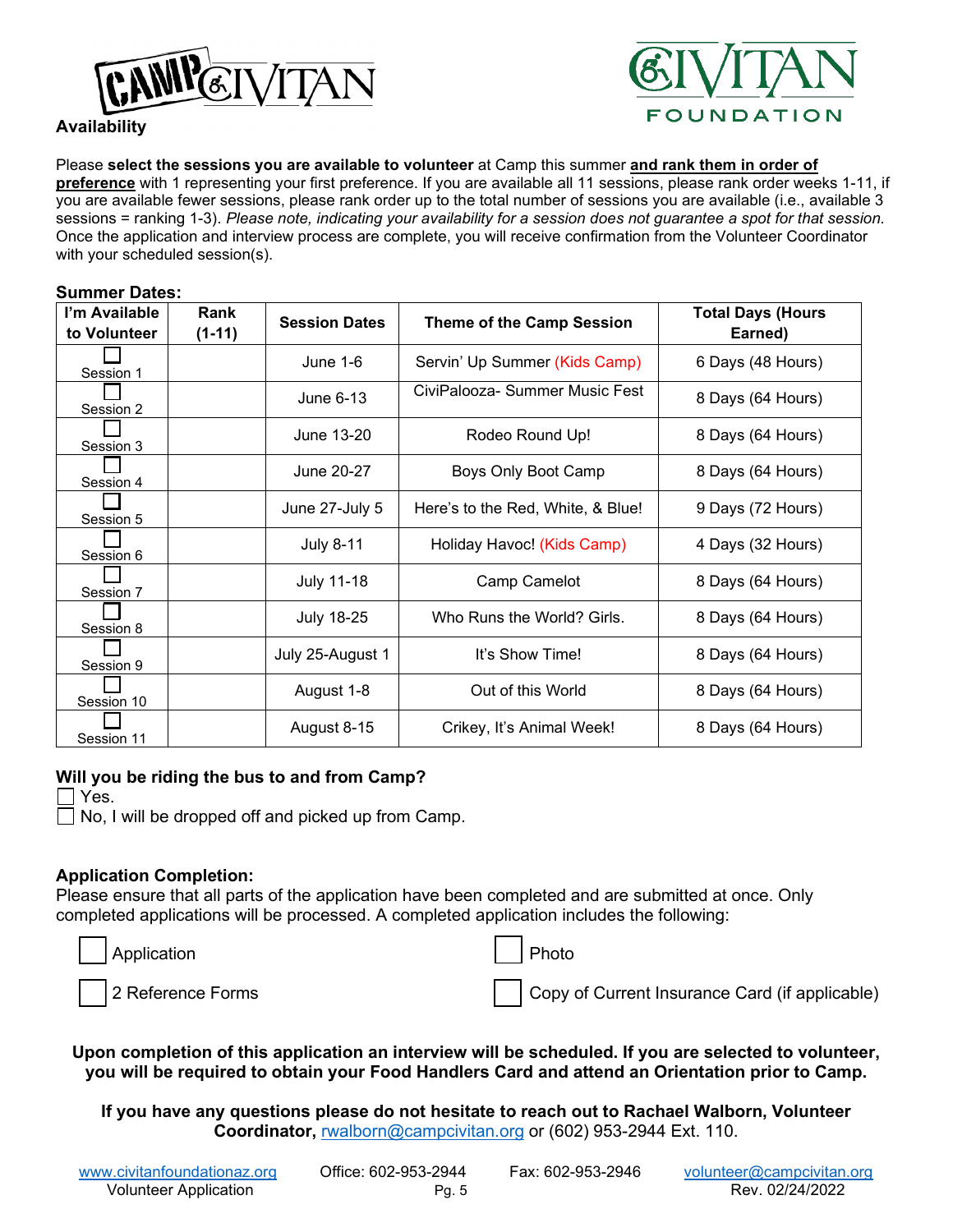## Availability

Please **select the sessions you are available to volunteer** at Camp this summer **and rank them in order of preference** with 1 representing your first preference. If you are available all 11 sessions, please rank order weeks 1-11, if you are available fewer sessions, please rank order up to the total number of sessions you are available (i.e., available 3 sessions = ranking 1-3). *Please note, indicating your availability for a session does not guarantee a spot for that session.* Once the application and interview process are complete, you will receive confirmation from the Volunteer Coordinator with your scheduled session(s).

**Summer Dates:**

| I'm Available to Volunteer | Rank (1-11) | Session Dates | Theme of the Camp Session | Total Days (Hours Earned) |
|---|---|---|---|---|
| ☐ Session 1 | | June 1-6 | Servin' Up Summer (Kids Camp) | 6 Days (48 Hours) |
| ☐ Session 2 | | June 6-13 | CiviPalooza- Summer Music Fest | 8 Days (64 Hours) |
| ☐ Session 3 | | June 13-20 | Rodeo Round Up! | 8 Days (64 Hours) |
| ☐ Session 4 | | June 20-27 | Boys Only Boot Camp | 8 Days (64 Hours) |
| ☐ Session 5 | | June 27-July 5 | Here's to the Red, White, & Blue! | 9 Days (72 Hours) |
| ☐ Session 6 | | July 8-11 | Holiday Havoc! (Kids Camp) | 4 Days (32 Hours) |
| ☐ Session 7 | | July 11-18 | Camp Camelot | 8 Days (64 Hours) |
| ☐ Session 8 | | July 18-25 | Who Runs the World? Girls. | 8 Days (64 Hours) |
| ☐ Session 9 | | July 25-August 1 | It's Show Time! | 8 Days (64 Hours) |
| ☐ Session 10 | | August 1-8 | Out of this World | 8 Days (64 Hours) |
| ☐ Session 11 | | August 8-15 | Crikey, It's Animal Week! | 8 Days (64 Hours) |

**Will you be riding the bus to and from Camp?**

☐ Yes.
☐ No, I will be dropped off and picked up from Camp.

**Application Completion:**

Please ensure that all parts of the application have been completed and are submitted at once. Only completed applications will be processed. A completed application includes the following:

☐ Application
☐ Photo
☐ 2 Reference Forms
☐ Copy of Current Insurance Card (if applicable)

**Upon completion of this application an interview will be scheduled. If you are selected to volunteer, you will be required to obtain your Food Handlers Card and attend an Orientation prior to Camp.**

**If you have any questions please do not hesitate to reach out to Rachael Walborn, Volunteer Coordinator,** rwalborn@campcivitan.org or (602) 953-2944 Ext. 110.